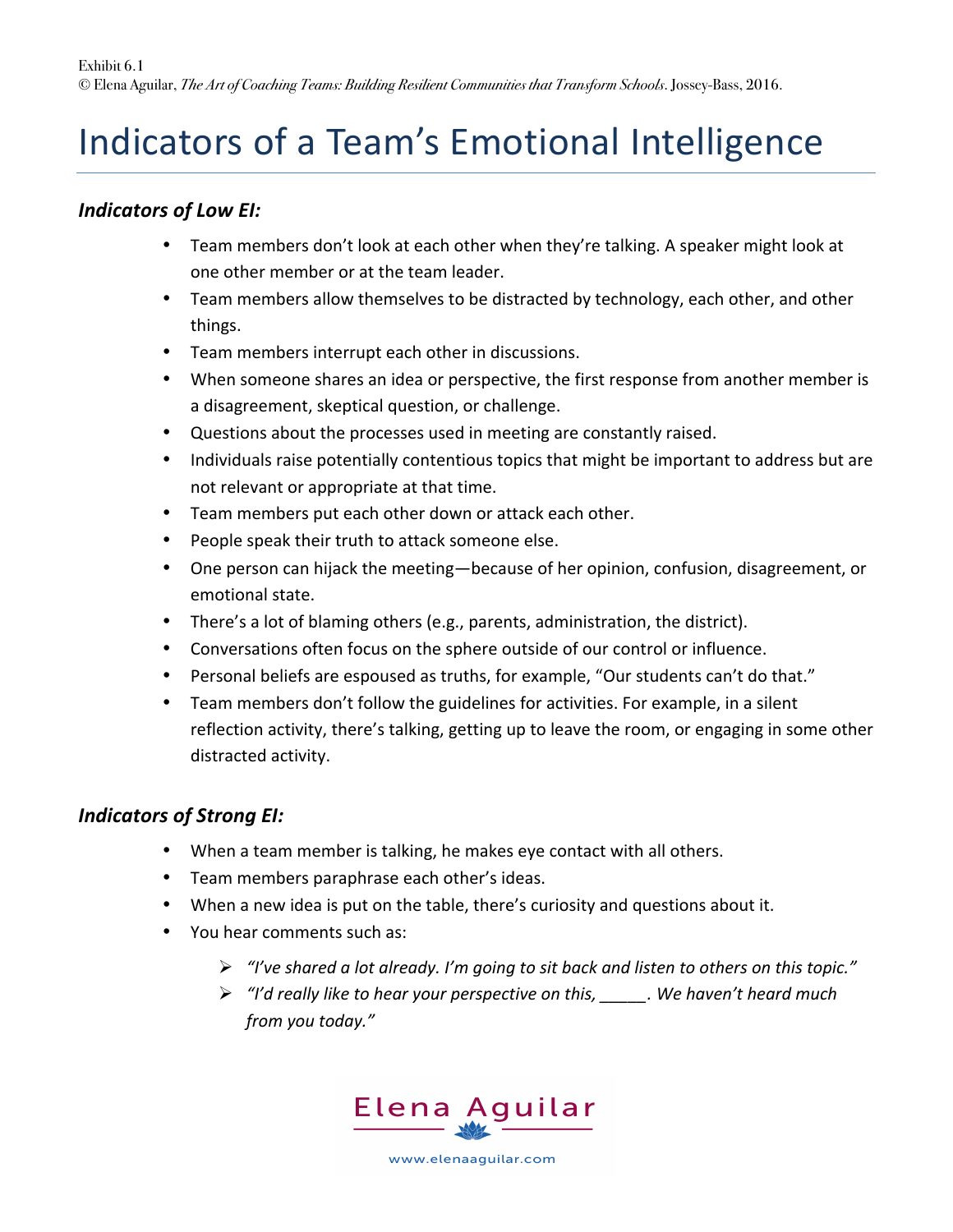Exhibit 6.1

© Elena Aguilar, *The Art of Coaching Teams: Building Resilient Communities that Transform Schools*. Jossey-Bass, 2016.

# Indicators of a Team's Emotional Intelligence

### *Indicators of Low EI:*

- Team members don't look at each other when they're talking. A speaker might look at one other member or at the team leader.
- Team members allow themselves to be distracted by technology, each other, and other things.
- Team members interrupt each other in discussions.
- When someone shares an idea or perspective, the first response from another member is a disagreement, skeptical question, or challenge.
- Questions about the processes used in meeting are constantly raised.
- Individuals raise potentially contentious topics that might be important to address but are not relevant or appropriate at that time.
- Team members put each other down or attack each other.
- People speak their truth to attack someone else.
- One person can hijack the meeting—because of her opinion, confusion, disagreement, or emotional state.
- There's a lot of blaming others (e.g., parents, administration, the district).
- Conversations often focus on the sphere outside of our control or influence.
- Personal beliefs are espoused as truths, for example, "Our students can't do that."
- Team members don't follow the guidelines for activities. For example, in a silent reflection activity, there's talking, getting up to leave the room, or engaging in some other distracted activity.

### *Indicators of Strong EI:*

- When a team member is talking, he makes eye contact with all others.
- Team members paraphrase each other's ideas.
- When a new idea is put on the table, there's curiosity and questions about it.
- You hear comments such as:
  - *"I've shared a lot already. I'm going to sit back and listen to others on this topic."*
  - *"I'd really like to hear your perspective on this, _____. We haven't heard much from you today."*

Elena Aguilar

www.elenaaguilar.com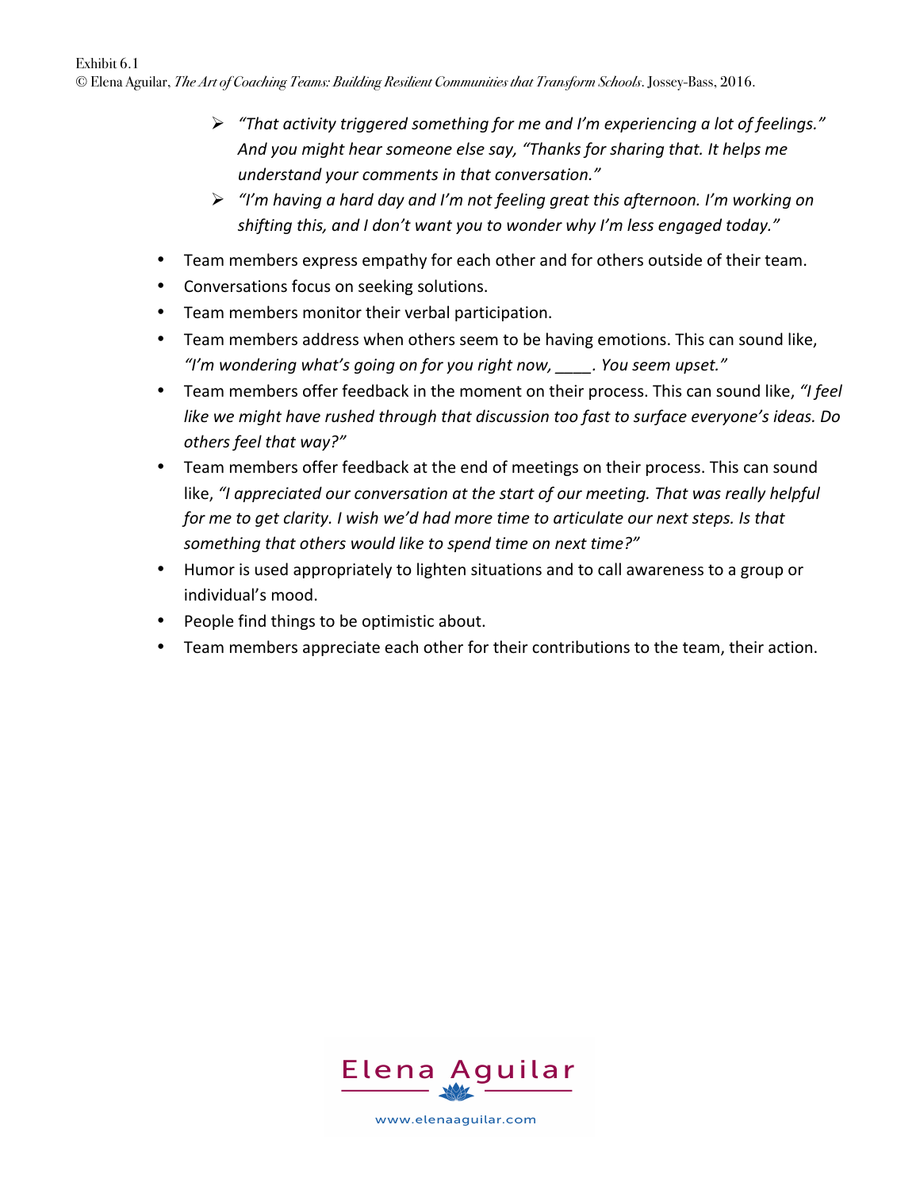- *"That activity triggered something for me and I'm experiencing a lot of feelings." And you might hear someone else say, "Thanks for sharing that. It helps me understand your comments in that conversation."*
- *"I'm having a hard day and I'm not feeling great this afternoon. I'm working on shifting this, and I don't want you to wonder why I'm less engaged today."*

- Team members express empathy for each other and for others outside of their team.
- Conversations focus on seeking solutions.
- Team members monitor their verbal participation.
- Team members address when others seem to be having emotions. This can sound like, *"I'm wondering what's going on for you right now, ____. You seem upset."*
- Team members offer feedback in the moment on their process. This can sound like, *"I feel like we might have rushed through that discussion too fast to surface everyone's ideas. Do others feel that way?"*
- Team members offer feedback at the end of meetings on their process. This can sound like, *"I appreciated our conversation at the start of our meeting. That was really helpful for me to get clarity. I wish we'd had more time to articulate our next steps. Is that something that others would like to spend time on next time?"*
- Humor is used appropriately to lighten situations and to call awareness to a group or individual's mood.
- People find things to be optimistic about.
- Team members appreciate each other for their contributions to the team, their action.